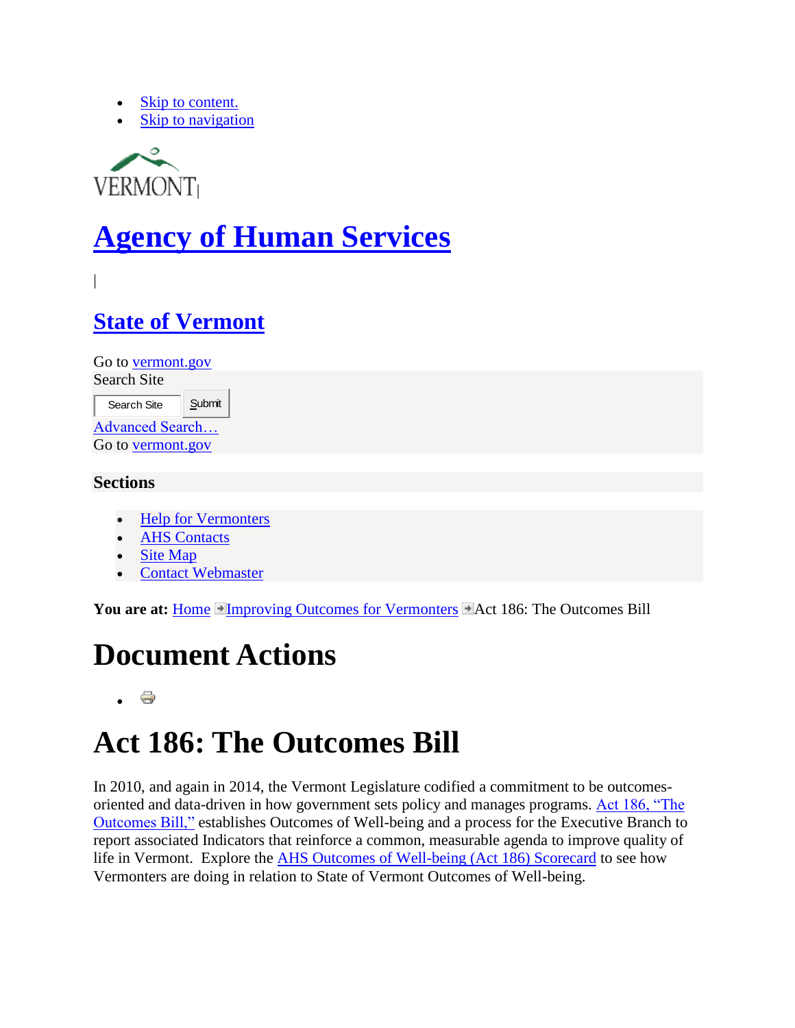- Skip to content.
- Skip to navigation

VERMONT

# Agency of Human Services

|

## State of Vermont

Go to vermont.gov

Search Site

Search Site Submit

Advanced Search…

Go to vermont.gov

**Sections**

- Help for Vermonters
- AHS Contacts
- Site Map
- Contact Webmaster

**You are at:** Home Improving Outcomes for Vermonters Act 186: The Outcomes Bill

# Document Actions

- 

# Act 186: The Outcomes Bill

In 2010, and again in 2014, the Vermont Legislature codified a commitment to be outcomes-oriented and data-driven in how government sets policy and manages programs. Act 186, "The Outcomes Bill," establishes Outcomes of Well-being and a process for the Executive Branch to report associated Indicators that reinforce a common, measurable agenda to improve quality of life in Vermont. Explore the AHS Outcomes of Well-being (Act 186) Scorecard to see how Vermonters are doing in relation to State of Vermont Outcomes of Well-being.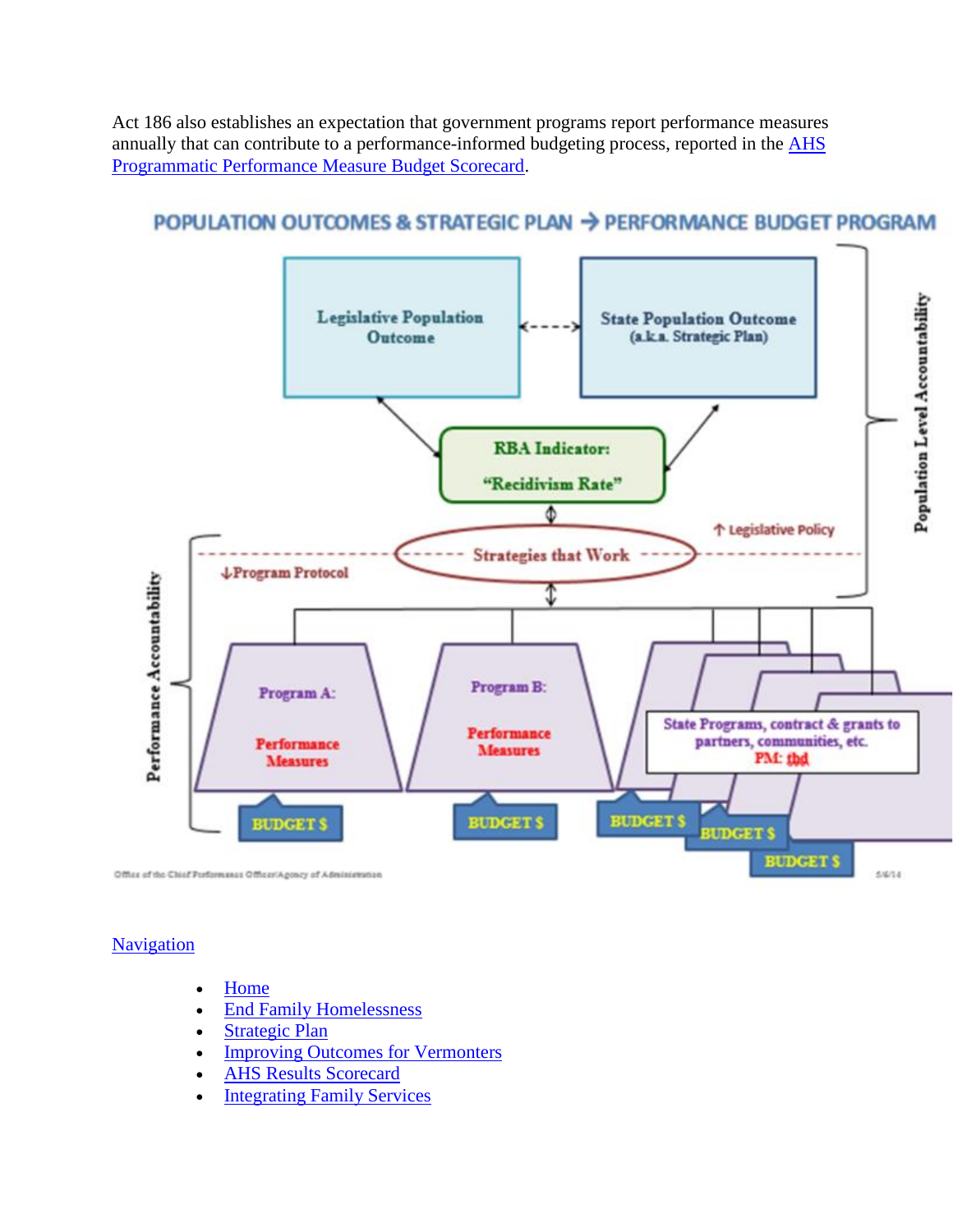Act 186 also establishes an expectation that government programs report performance measures annually that can contribute to a performance-informed budgeting process, reported in the AHS Programmatic Performance Measure Budget Scorecard.

POPULATION OUTCOMES & STRATEGIC PLAN → PERFORMANCE BUDGET PROGRAM

Legislative Population Outcome

State Population Outcome (a.k.a. Strategic Plan)

RBA Indicator: "Recidivism Rate"

↑ Legislative Policy

Strategies that Work

↓Program Protocol

Population Level Accountability

Performance Accountability

Program A: Performance Measures

BUDGET $

Program B: Performance Measures

BUDGET $

State Programs, contract & grants to partners, communities, etc. PM: tbd

BUDGET $

BUDGET $

BUDGET $

Office of the Chief Performance Officer/Agency of Administration

5/6/14

Navigation

- Home
- End Family Homelessness
- Strategic Plan
- Improving Outcomes for Vermonters
- AHS Results Scorecard
- Integrating Family Services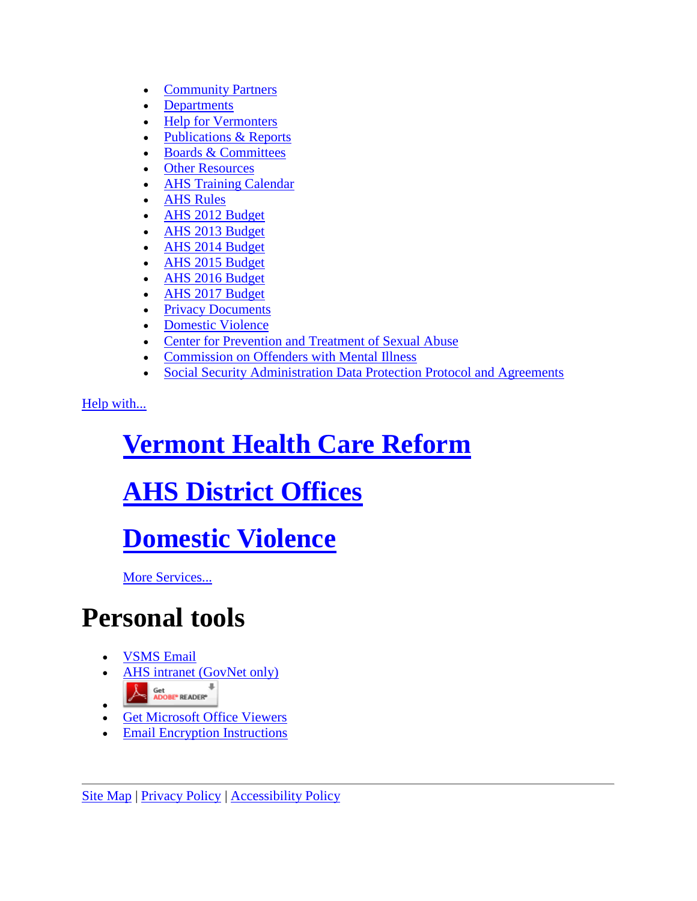- Community Partners
- Departments
- Help for Vermonters
- Publications & Reports
- Boards & Committees
- Other Resources
- AHS Training Calendar
- AHS Rules
- AHS 2012 Budget
- AHS 2013 Budget
- AHS 2014 Budget
- AHS 2015 Budget
- AHS 2016 Budget
- AHS 2017 Budget
- Privacy Documents
- Domestic Violence
- Center for Prevention and Treatment of Sexual Abuse
- Commission on Offenders with Mental Illness
- Social Security Administration Data Protection Protocol and Agreements

Help with...

## Vermont Health Care Reform

## AHS District Offices

## Domestic Violence

More Services...

# Personal tools

- VSMS Email
- AHS intranet (GovNet only)
- Get ADOBE READER
- Get Microsoft Office Viewers
- Email Encryption Instructions

---

Site Map | Privacy Policy | Accessibility Policy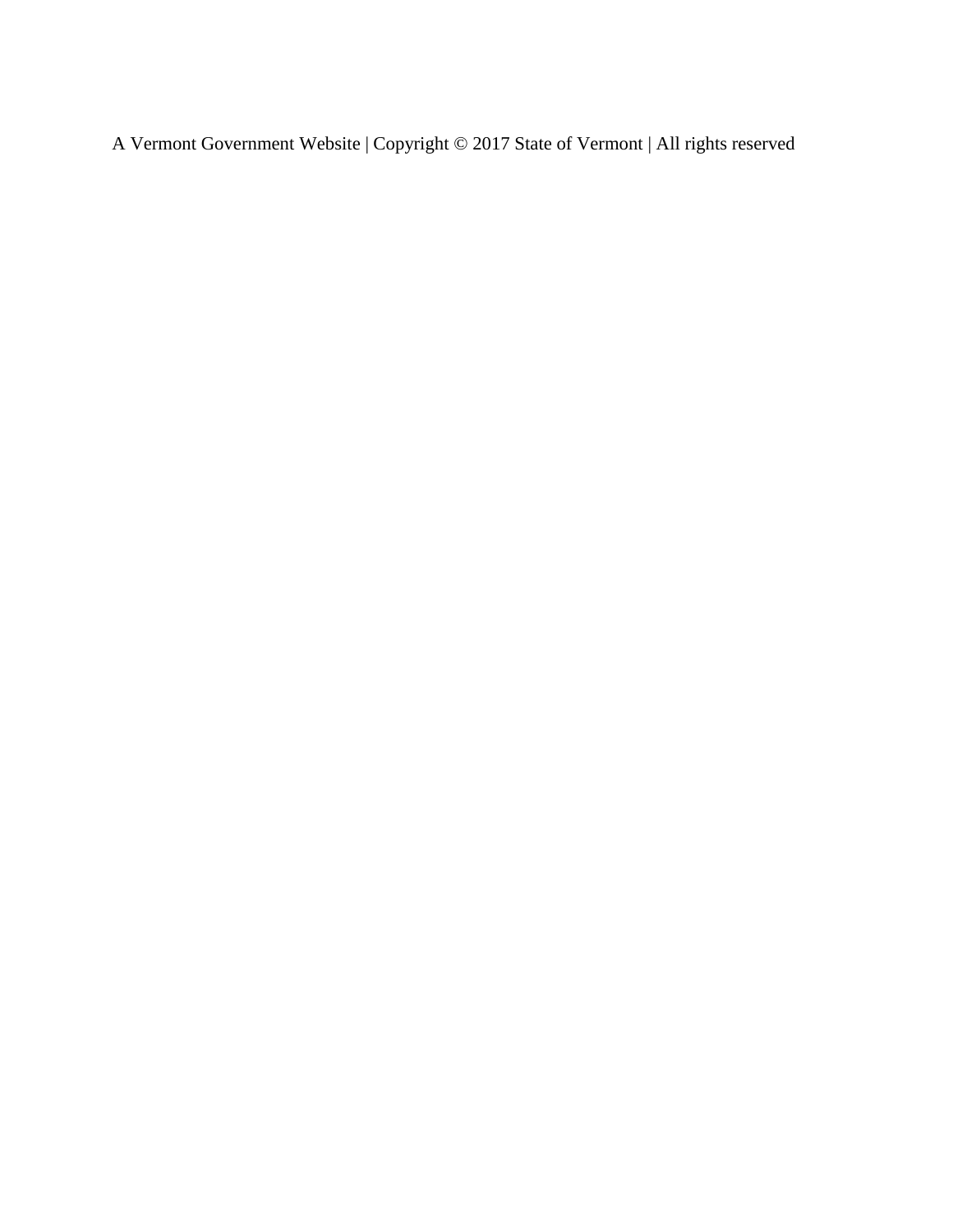A Vermont Government Website | Copyright © 2017 State of Vermont | All rights reserved